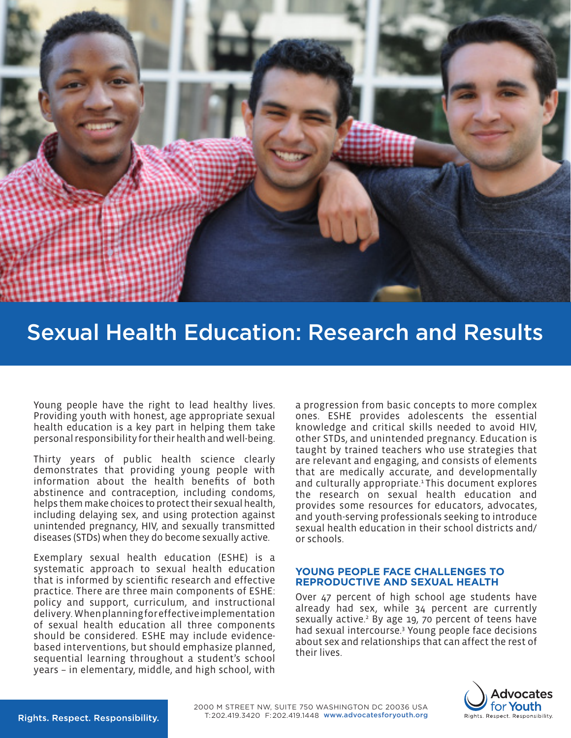# Sexual Health Education: Research and Results

Young people have the right to lead healthy lives. Providing youth with honest, age appropriate sexual health education is a key part in helping them take personal responsibility for their health and well-being.

Thirty years of public health science clearly demonstrates that providing young people with information about the health benefits of both abstinence and contraception, including condoms, helps them make choices to protect their sexual health, including delaying sex, and using protection against unintended pregnancy, HIV, and sexually transmitted diseases (STDs) when they do become sexually active.

Exemplary sexual health education (ESHE) is a systematic approach to sexual health education that is informed by scientific research and effective practice. There are three main components of ESHE: policy and support, curriculum, and instructional delivery. When planning for effective implementation of sexual health education all three components should be considered. ESHE may include evidence-based interventions, but should emphasize planned, sequential learning throughout a student's school years – in elementary, middle, and high school, with a progression from basic concepts to more complex ones. ESHE provides adolescents the essential knowledge and critical skills needed to avoid HIV, other STDs, and unintended pregnancy. Education is taught by trained teachers who use strategies that are relevant and engaging, and consists of elements that are medically accurate, and developmentally and culturally appropriate.[1] This document explores the research on sexual health education and provides some resources for educators, advocates, and youth-serving professionals seeking to introduce sexual health education in their school districts and/or schools.

## YOUNG PEOPLE FACE CHALLENGES TO REPRODUCTIVE AND SEXUAL HEALTH

Over 47 percent of high school age students have already had sex, while 34 percent are currently sexually active.[2] By age 19, 70 percent of teens have had sexual intercourse.[3] Young people face decisions about sex and relationships that can affect the rest of their lives.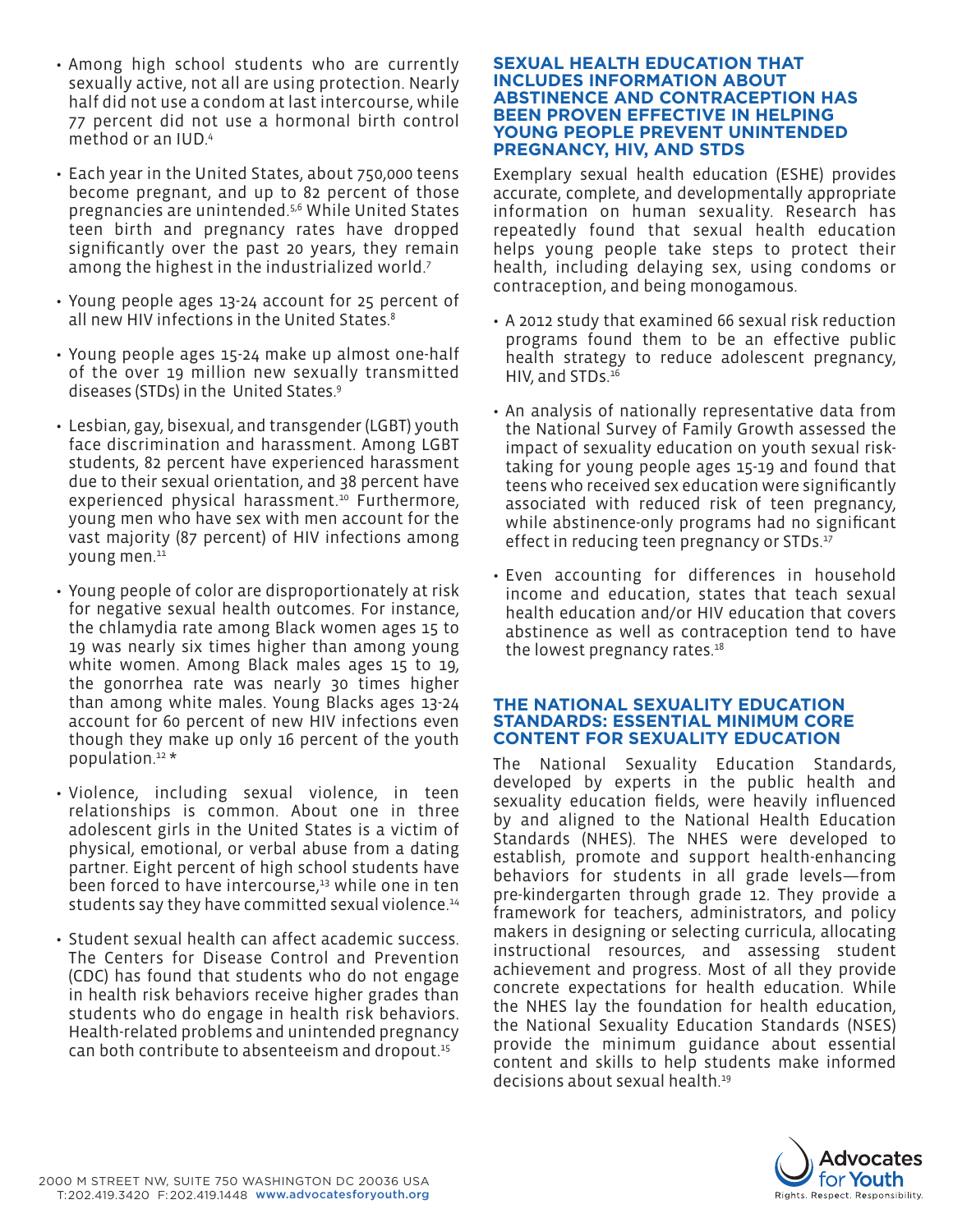- Among high school students who are currently sexually active, not all are using protection. Nearly half did not use a condom at last intercourse, while 77 percent did not use a hormonal birth control method or an IUD.[4]

- Each year in the United States, about 750,000 teens become pregnant, and up to 82 percent of those pregnancies are unintended.[5,6] While United States teen birth and pregnancy rates have dropped significantly over the past 20 years, they remain among the highest in the industrialized world.[7]

- Young people ages 13-24 account for 25 percent of all new HIV infections in the United States.[8]

- Young people ages 15-24 make up almost one-half of the over 19 million new sexually transmitted diseases (STDs) in the United States.[9]

- Lesbian, gay, bisexual, and transgender (LGBT) youth face discrimination and harassment. Among LGBT students, 82 percent have experienced harassment due to their sexual orientation, and 38 percent have experienced physical harassment.[10] Furthermore, young men who have sex with men account for the vast majority (87 percent) of HIV infections among young men.[11]

- Young people of color are disproportionately at risk for negative sexual health outcomes. For instance, the chlamydia rate among Black women ages 15 to 19 was nearly six times higher than among young white women. Among Black males ages 15 to 19, the gonorrhea rate was nearly 30 times higher than among white males. Young Blacks ages 13-24 account for 60 percent of new HIV infections even though they make up only 16 percent of the youth population.[12] *

- Violence, including sexual violence, in teen relationships is common. About one in three adolescent girls in the United States is a victim of physical, emotional, or verbal abuse from a dating partner. Eight percent of high school students have been forced to have intercourse,[13] while one in ten students say they have committed sexual violence.[14]

- Student sexual health can affect academic success. The Centers for Disease Control and Prevention (CDC) has found that students who do not engage in health risk behaviors receive higher grades than students who do engage in health risk behaviors. Health-related problems and unintended pregnancy can both contribute to absenteeism and dropout.[15]

## SEXUAL HEALTH EDUCATION THAT INCLUDES INFORMATION ABOUT ABSTINENCE AND CONTRACEPTION HAS BEEN PROVEN EFFECTIVE IN HELPING YOUNG PEOPLE PREVENT UNINTENDED PREGNANCY, HIV, AND STDS

Exemplary sexual health education (ESHE) provides accurate, complete, and developmentally appropriate information on human sexuality. Research has repeatedly found that sexual health education helps young people take steps to protect their health, including delaying sex, using condoms or contraception, and being monogamous.

- A 2012 study that examined 66 sexual risk reduction programs found them to be an effective public health strategy to reduce adolescent pregnancy, HIV, and STDs.[16]

- An analysis of nationally representative data from the National Survey of Family Growth assessed the impact of sexuality education on youth sexual risk-taking for young people ages 15-19 and found that teens who received sex education were significantly associated with reduced risk of teen pregnancy, while abstinence-only programs had no significant effect in reducing teen pregnancy or STDs.[17]

- Even accounting for differences in household income and education, states that teach sexual health education and/or HIV education that covers abstinence as well as contraception tend to have the lowest pregnancy rates.[18]

## THE NATIONAL SEXUALITY EDUCATION STANDARDS: ESSENTIAL MINIMUM CORE CONTENT FOR SEXUALITY EDUCATION

The National Sexuality Education Standards, developed by experts in the public health and sexuality education fields, were heavily influenced by and aligned to the National Health Education Standards (NHES). The NHES were developed to establish, promote and support health-enhancing behaviors for students in all grade levels—from pre-kindergarten through grade 12. They provide a framework for teachers, administrators, and policy makers in designing or selecting curricula, allocating instructional resources, and assessing student achievement and progress. Most of all they provide concrete expectations for health education. While the NHES lay the foundation for health education, the National Sexuality Education Standards (NSES) provide the minimum guidance about essential content and skills to help students make informed decisions about sexual health.[19]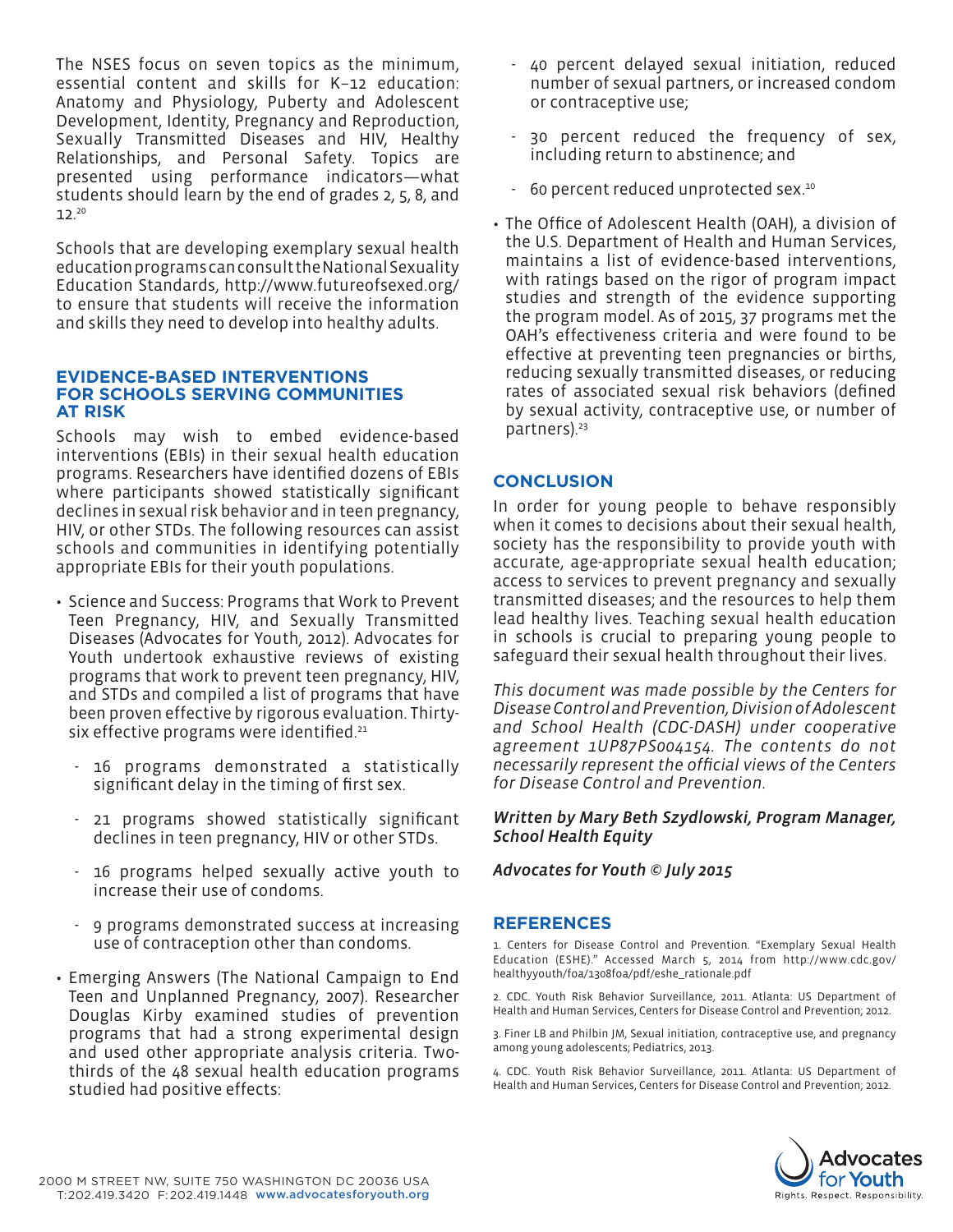The NSES focus on seven topics as the minimum, essential content and skills for K–12 education: Anatomy and Physiology, Puberty and Adolescent Development, Identity, Pregnancy and Reproduction, Sexually Transmitted Diseases and HIV, Healthy Relationships, and Personal Safety. Topics are presented using performance indicators—what students should learn by the end of grades 2, 5, 8, and 12.[20]

Schools that are developing exemplary sexual health education programs can consult the National Sexuality Education Standards, http://www.futureofsexed.org/ to ensure that students will receive the information and skills they need to develop into healthy adults.

## EVIDENCE-BASED INTERVENTIONS FOR SCHOOLS SERVING COMMUNITIES AT RISK

Schools may wish to embed evidence-based interventions (EBIs) in their sexual health education programs. Researchers have identified dozens of EBIs where participants showed statistically significant declines in sexual risk behavior and in teen pregnancy, HIV, or other STDs. The following resources can assist schools and communities in identifying potentially appropriate EBIs for their youth populations.

- Science and Success: Programs that Work to Prevent Teen Pregnancy, HIV, and Sexually Transmitted Diseases (Advocates for Youth, 2012). Advocates for Youth undertook exhaustive reviews of existing programs that work to prevent teen pregnancy, HIV, and STDs and compiled a list of programs that have been proven effective by rigorous evaluation. Thirty-six effective programs were identified.[21]
  - 16 programs demonstrated a statistically significant delay in the timing of first sex.
  - 21 programs showed statistically significant declines in teen pregnancy, HIV or other STDs.
  - 16 programs helped sexually active youth to increase their use of condoms.
  - 9 programs demonstrated success at increasing use of contraception other than condoms.
- Emerging Answers (The National Campaign to End Teen and Unplanned Pregnancy, 2007). Researcher Douglas Kirby examined studies of prevention programs that had a strong experimental design and used other appropriate analysis criteria. Two-thirds of the 48 sexual health education programs studied had positive effects:
  - 40 percent delayed sexual initiation, reduced number of sexual partners, or increased condom or contraceptive use;
  - 30 percent reduced the frequency of sex, including return to abstinence; and
  - 60 percent reduced unprotected sex.[10]
- The Office of Adolescent Health (OAH), a division of the U.S. Department of Health and Human Services, maintains a list of evidence-based interventions, with ratings based on the rigor of program impact studies and strength of the evidence supporting the program model. As of 2015, 37 programs met the OAH's effectiveness criteria and were found to be effective at preventing teen pregnancies or births, reducing sexually transmitted diseases, or reducing rates of associated sexual risk behaviors (defined by sexual activity, contraceptive use, or number of partners).[23]

## CONCLUSION

In order for young people to behave responsibly when it comes to decisions about their sexual health, society has the responsibility to provide youth with accurate, age-appropriate sexual health education; access to services to prevent pregnancy and sexually transmitted diseases; and the resources to help them lead healthy lives. Teaching sexual health education in schools is crucial to preparing young people to safeguard their sexual health throughout their lives.

*This document was made possible by the Centers for Disease Control and Prevention, Division of Adolescent and School Health (CDC-DASH) under cooperative agreement 1UP87PS004154. The contents do not necessarily represent the official views of the Centers for Disease Control and Prevention.*

***Written by Mary Beth Szydlowski, Program Manager, School Health Equity***

***Advocates for Youth © July 2015***

## REFERENCES

1. Centers for Disease Control and Prevention. "Exemplary Sexual Health Education (ESHE)." Accessed March 5, 2014 from http://www.cdc.gov/healthyyouth/foa/1308foa/pdf/eshe_rationale.pdf
2. CDC. Youth Risk Behavior Surveillance, 2011. Atlanta: US Department of Health and Human Services, Centers for Disease Control and Prevention; 2012.
3. Finer LB and Philbin JM, Sexual initiation, contraceptive use, and pregnancy among young adolescents; Pediatrics, 2013.
4. CDC. Youth Risk Behavior Surveillance, 2011. Atlanta: US Department of Health and Human Services, Centers for Disease Control and Prevention; 2012.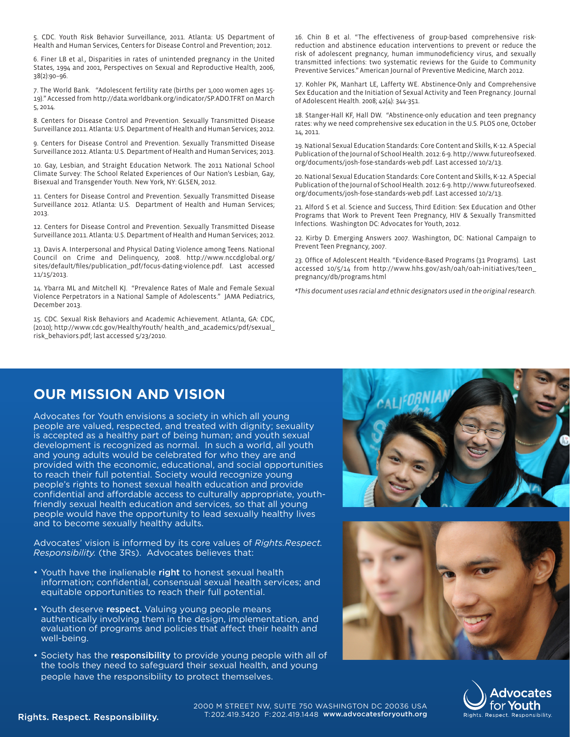5. CDC. Youth Risk Behavior Surveillance, 2011. Atlanta: US Department of Health and Human Services, Centers for Disease Control and Prevention; 2012.

6. Finer LB et al., Disparities in rates of unintended pregnancy in the United States, 1994 and 2001, Perspectives on Sexual and Reproductive Health, 2006, 38(2):90–96.

7. The World Bank. "Adolescent fertility rate (births per 1,000 women ages 15-19)." Accessed from http://data.worldbank.org/indicator/SP.ADO.TFRT on March 5, 2014.

8. Centers for Disease Control and Prevention. Sexually Transmitted Disease Surveillance 2011. Atlanta: U.S. Department of Health and Human Services; 2012.

9. Centers for Disease Control and Prevention. Sexually Transmitted Disease Surveillance 2012. Atlanta: U.S. Department of Health and Human Services; 2013.

10. Gay, Lesbian, and Straight Education Network. The 2011 National School Climate Survey: The School Related Experiences of Our Nation's Lesbian, Gay, Bisexual and Transgender Youth. New York, NY: GLSEN, 2012.

11. Centers for Disease Control and Prevention. Sexually Transmitted Disease Surveillance 2012. Atlanta: U.S. Department of Health and Human Services; 2013.

12. Centers for Disease Control and Prevention. Sexually Transmitted Disease Surveillance 2011. Atlanta: U.S. Department of Health and Human Services; 2012.

13. Davis A. Interpersonal and Physical Dating Violence among Teens. National Council on Crime and Delinquency, 2008. http://www.nccdglobal.org/sites/default/files/publication_pdf/focus-dating-violence.pdf. Last accessed 11/15/2013.

14. Ybarra ML and Mitchell KJ. "Prevalence Rates of Male and Female Sexual Violence Perpetrators in a National Sample of Adolescents." JAMA Pediatrics, December 2013.

15. CDC. Sexual Risk Behaviors and Academic Achievement. Atlanta, GA: CDC, (2010); http://www.cdc.gov/HealthyYouth/ health_and_academics/pdf/sexual_risk_behaviors.pdf; last accessed 5/23/2010.

16. Chin B et al. "The effectiveness of group-based comprehensive risk-reduction and abstinence education interventions to prevent or reduce the risk of adolescent pregnancy, human immunodeficiency virus, and sexually transmitted infections: two systematic reviews for the Guide to Community Preventive Services." American Journal of Preventive Medicine, March 2012.

17. Kohler PK, Manhart LE, Lafferty WE. Abstinence-Only and Comprehensive Sex Education and the Initiation of Sexual Activity and Teen Pregnancy. Journal of Adolescent Health. 2008; 42(4): 344-351.

18. Stanger-Hall KF, Hall DW. "Abstinence-only education and teen pregnancy rates: why we need comprehensive sex education in the U.S. PLOS one, October 14, 2011.

19. National Sexual Education Standards: Core Content and Skills, K-12. A Special Publication of the Journal of School Health. 2012: 6-9. http://www.futureofsexed.org/documents/josh-fose-standards-web.pdf. Last accessed 10/2/13.

20. National Sexual Education Standards: Core Content and Skills, K-12. A Special Publication of the Journal of School Health. 2012: 6-9. http://www.futureofsexed.org/documents/josh-fose-standards-web.pdf. Last accessed 10/2/13.

21. Alford S et al. Science and Success, Third Edition: Sex Education and Other Programs that Work to Prevent Teen Pregnancy, HIV & Sexually Transmitted Infections. Washington DC: Advocates for Youth, 2012.

22. Kirby D. Emerging Answers 2007. Washington, DC: National Campaign to Prevent Teen Pregnancy, 2007.

23. Office of Adolescent Health. "Evidence-Based Programs (31 Programs). Last accessed 10/5/14 from http://www.hhs.gov/ash/oah/oah-initiatives/teen_pregnancy/db/programs.html

*This document uses racial and ethnic designators used in the original research.*

## OUR MISSION AND VISION

Advocates for Youth envisions a society in which all young people are valued, respected, and treated with dignity; sexuality is accepted as a healthy part of being human; and youth sexual development is recognized as normal. In such a world, all youth and young adults would be celebrated for who they are and provided with the economic, educational, and social opportunities to reach their full potential. Society would recognize young people's rights to honest sexual health education and provide confidential and affordable access to culturally appropriate, youth-friendly sexual health education and services, so that all young people would have the opportunity to lead sexually healthy lives and to become sexually healthy adults.

Advocates' vision is informed by its core values of *Rights.Respect. Responsibility.* (the 3Rs). Advocates believes that:

- Youth have the inalienable **right** to honest sexual health information; confidential, consensual sexual health services; and equitable opportunities to reach their full potential.
- Youth deserve **respect.** Valuing young people means authentically involving them in the design, implementation, and evaluation of programs and policies that affect their health and well-being.
- Society has the **responsibility** to provide young people with all of the tools they need to safeguard their sexual health, and young people have the responsibility to protect themselves.

Rights. Respect. Responsibility.

2000 M STREET NW, SUITE 750 WASHINGTON DC 20036 USA
T: 202.419.3420 F: 202.419.1448 www.advocatesforyouth.org

Advocates for Youth
Rights. Respect. Responsibility.